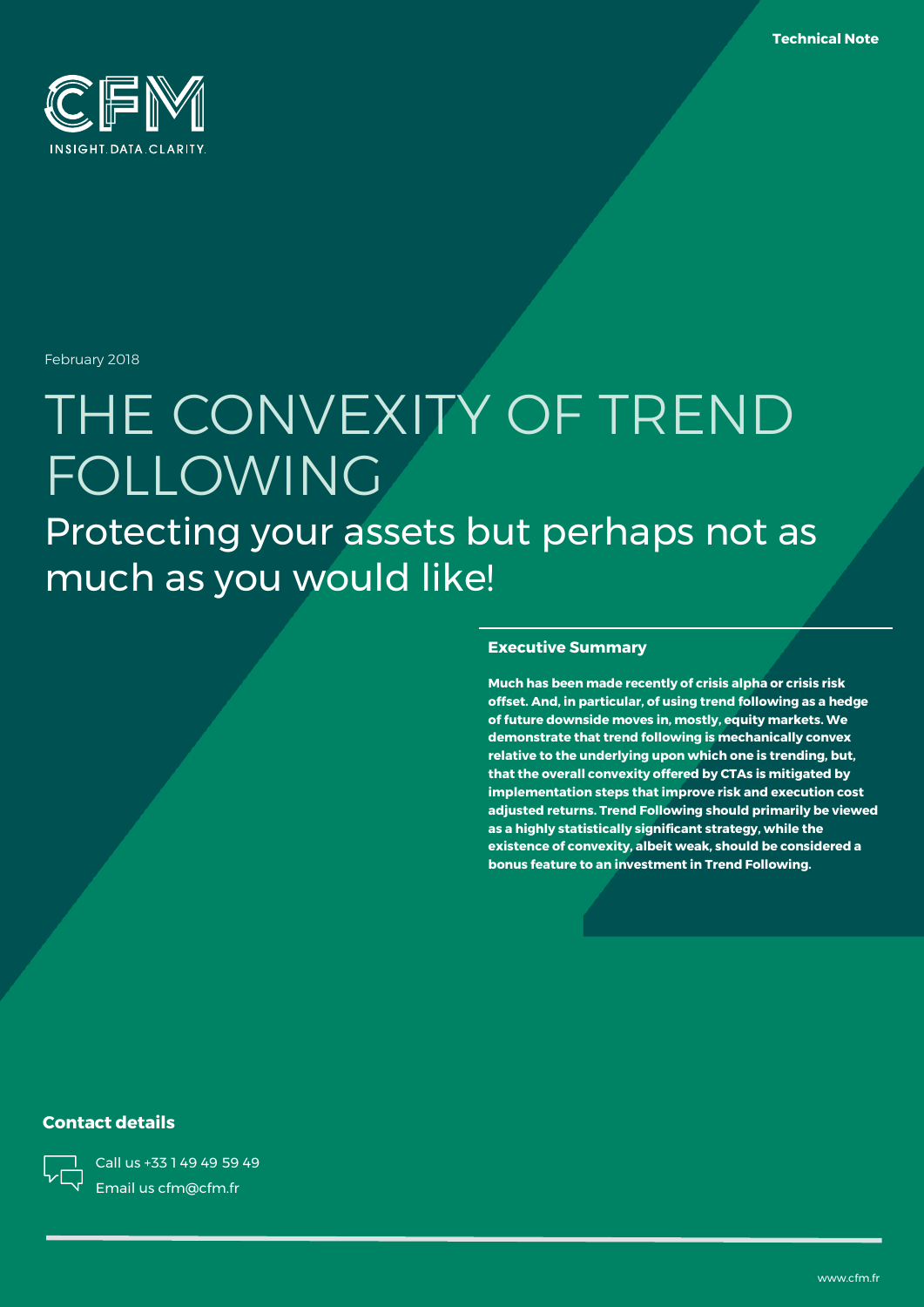Technical Note

CFM

INSIGHT.DATA.CLARITY.

February 2018

# THE CONVEXITY OF TREND FOLLOWING

## Protecting your assets but perhaps not as much as you would like!

### Executive Summary

**Much has been made recently of crisis alpha or crisis risk offset. And, in particular, of using trend following as a hedge of future downside moves in, mostly, equity markets. We demonstrate that trend following is mechanically convex relative to the underlying upon which one is trending, but, that the overall convexity offered by CTAs is mitigated by implementation steps that improve risk and execution cost adjusted returns. Trend Following should primarily be viewed as a highly statistically significant strategy, while the existence of convexity, albeit weak, should be considered a bonus feature to an investment in Trend Following.**

### Contact details

Call us +33 1 49 49 59 49

Email us cfm@cfm.fr

www.cfm.fr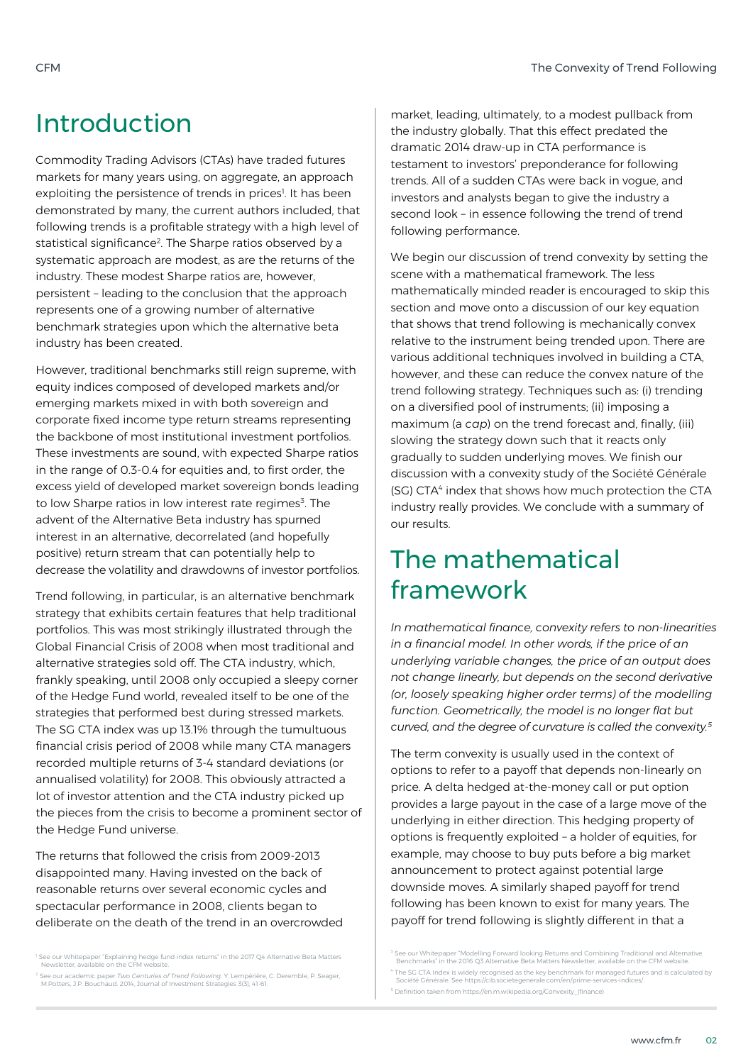# Introduction

Commodity Trading Advisors (CTAs) have traded futures markets for many years using, on aggregate, an approach exploiting the persistence of trends in prices[1]. It has been demonstrated by many, the current authors included, that following trends is a profitable strategy with a high level of statistical significance[2]. The Sharpe ratios observed by a systematic approach are modest, as are the returns of the industry. These modest Sharpe ratios are, however, persistent – leading to the conclusion that the approach represents one of a growing number of alternative benchmark strategies upon which the alternative beta industry has been created.

However, traditional benchmarks still reign supreme, with equity indices composed of developed markets and/or emerging markets mixed in with both sovereign and corporate fixed income type return streams representing the backbone of most institutional investment portfolios. These investments are sound, with expected Sharpe ratios in the range of 0.3-0.4 for equities and, to first order, the excess yield of developed market sovereign bonds leading to low Sharpe ratios in low interest rate regimes[3]. The advent of the Alternative Beta industry has spurned interest in an alternative, decorrelated (and hopefully positive) return stream that can potentially help to decrease the volatility and drawdowns of investor portfolios.

Trend following, in particular, is an alternative benchmark strategy that exhibits certain features that help traditional portfolios. This was most strikingly illustrated through the Global Financial Crisis of 2008 when most traditional and alternative strategies sold off. The CTA industry, which, frankly speaking, until 2008 only occupied a sleepy corner of the Hedge Fund world, revealed itself to be one of the strategies that performed best during stressed markets. The SG CTA index was up 13.1% through the tumultuous financial crisis period of 2008 while many CTA managers recorded multiple returns of 3-4 standard deviations (or annualised volatility) for 2008. This obviously attracted a lot of investor attention and the CTA industry picked up the pieces from the crisis to become a prominent sector of the Hedge Fund universe.

The returns that followed the crisis from 2009-2013 disappointed many. Having invested on the back of reasonable returns over several economic cycles and spectacular performance in 2008, clients began to deliberate on the death of the trend in an overcrowded market, leading, ultimately, to a modest pullback from the industry globally. That this effect predated the dramatic 2014 draw-up in CTA performance is testament to investors' preponderance for following trends. All of a sudden CTAs were back in vogue, and investors and analysts began to give the industry a second look – in essence following the trend of trend following performance.

We begin our discussion of trend convexity by setting the scene with a mathematical framework. The less mathematically minded reader is encouraged to skip this section and move onto a discussion of our key equation that shows that trend following is mechanically convex relative to the instrument being trended upon. There are various additional techniques involved in building a CTA, however, and these can reduce the convex nature of the trend following strategy. Techniques such as: (i) trending on a diversified pool of instruments; (ii) imposing a maximum (a *cap*) on the trend forecast and, finally, (iii) slowing the strategy down such that it reacts only gradually to sudden underlying moves. We finish our discussion with a convexity study of the Société Générale (SG) CTA[4] index that shows how much protection the CTA industry really provides. We conclude with a summary of our results.

# The mathematical framework

*In mathematical finance, convexity refers to non-linearities in a financial model. In other words, if the price of an underlying variable changes, the price of an output does not change linearly, but depends on the second derivative (or, loosely speaking higher order terms) of the modelling function. Geometrically, the model is no longer flat but curved, and the degree of curvature is called the convexity.*[5]

The term convexity is usually used in the context of options to refer to a payoff that depends non-linearly on price. A delta hedged at-the-money call or put option provides a large payout in the case of a large move of the underlying in either direction. This hedging property of options is frequently exploited – a holder of equities, for example, may choose to buy puts before a big market announcement to protect against potential large downside moves. A similarly shaped payoff for trend following has been known to exist for many years. The payoff for trend following is slightly different in that a

---

[1] See our Whitepaper "Explaining hedge fund index returns" in the 2017 Q4 Alternative Beta Matters Newsletter, available on the CFM website.

[2] See our academic paper *Two Centuries of Trend Following*, Y. Lempérière, C. Deremble, P. Seager, M.Potters, J.P. Bouchaud. 2014, Journal of Investment Strategies 3(3), 41-61.

[3] See our Whitepaper "Modelling Forward looking Returns and Combining Traditional and Alternative Benchmarks" in the 2016 Q3 Alternative Beta Matters Newsletter, available on the CFM website.

[4] The SG CTA Index is widely recognised as the key benchmark for managed futures and is calculated by Société Générale. See https://cib.societegenerale.com/en/prime-services-indices/

[5] Definition taken from https://en.m.wikipedia.org/Convexity_(finance)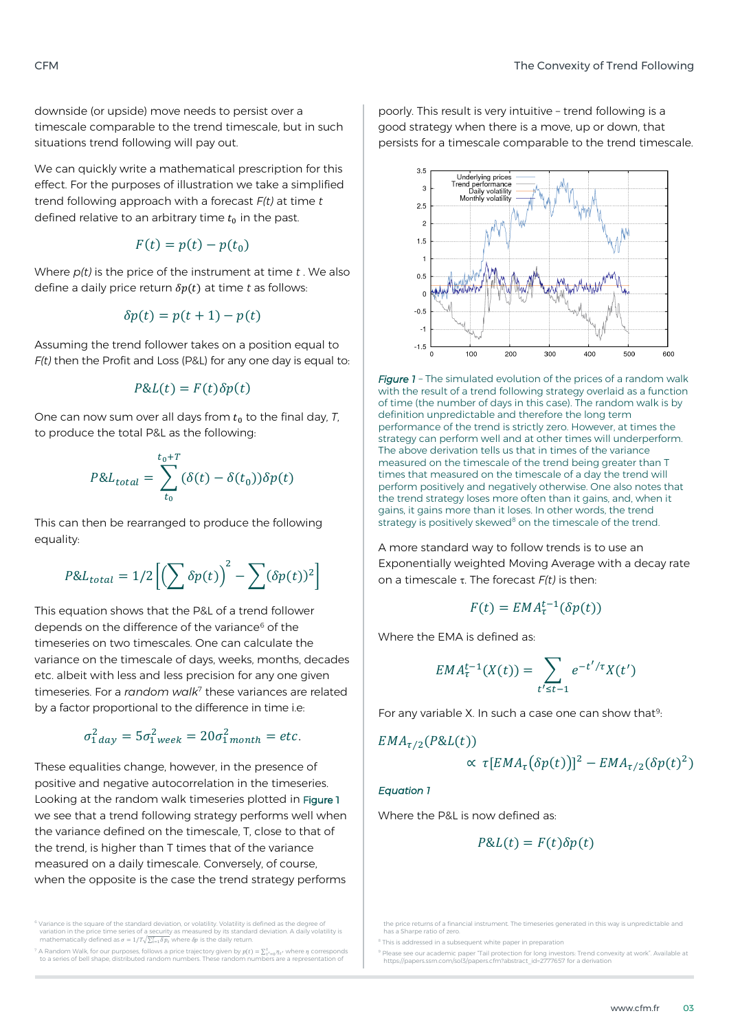downside (or upside) move needs to persist over a timescale comparable to the trend timescale, but in such situations trend following will pay out.

We can quickly write a mathematical prescription for this effect. For the purposes of illustration we take a simplified trend following approach with a forecast *F(t)* at time *t* defined relative to an arbitrary time $t_0$ in the past.

$$F(t) = p(t) - p(t_0)$$

Where *p(t)* is the price of the instrument at time *t*. We also define a daily price return $\delta p(t)$ at time *t* as follows:

$$\delta p(t) = p(t+1) - p(t)$$

Assuming the trend follower takes on a position equal to *F(t)* then the Profit and Loss (P&L) for any one day is equal to:

$$P\&L(t) = F(t)\delta p(t)$$

One can now sum over all days from $t_0$ to the final day, *T*, to produce the total P&L as the following:

$$P\&L_{total} = \sum_{t_0}^{t_0+T} (\delta(t) - \delta(t_0))\delta p(t)$$

This can then be rearranged to produce the following equality:

$$P\&L_{total} = 1/2\left[\left(\sum \delta p(t)\right)^2 - \sum (\delta p(t))^2\right]$$

This equation shows that the P&L of a trend follower depends on the difference of the variance[6] of the timeseries on two timescales. One can calculate the variance on the timescale of days, weeks, months, decades etc. albeit with less and less precision for any one given timeseries. For a *random walk*[7] these variances are related by a factor proportional to the difference in time i.e:

$$\sigma^2_{1\,day} = 5\sigma^2_{1\,week} = 20\sigma^2_{1\,month} = etc.$$

These equalities change, however, in the presence of positive and negative autocorrelation in the timeseries. Looking at the random walk timeseries plotted in Figure 1 we see that a trend following strategy performs well when the variance defined on the timescale, T, close to that of the trend, is higher than T times that of the variance measured on a daily timescale. Conversely, of course, when the opposite is the case the trend strategy performs poorly. This result is very intuitive – trend following is a good strategy when there is a move, up or down, that persists for a timescale comparable to the trend timescale.

*Figure 1* – The simulated evolution of the prices of a random walk with the result of a trend following strategy overlaid as a function of time (the number of days in this case). The random walk is by definition unpredictable and therefore the long term performance of the trend is strictly zero. However, at times the strategy can perform well and at other times will underperform. The above derivation tells us that in times of the variance measured on the timescale of the trend being greater than T times that measured on the timescale of a day the trend will perform positively and negatively otherwise. One also notes that the trend strategy loses more often than it gains, and, when it gains, it gains more than it loses. In other words, the trend strategy is positively skewed[8] on the timescale of the trend.

A more standard way to follow trends is to use an Exponentially weighted Moving Average with a decay rate on a timescale τ. The forecast *F(t)* is then:

$$F(t) = EMA_\tau^{t-1}(\delta p(t))$$

Where the EMA is defined as:

$$EMA_\tau^{t-1}(X(t)) = \sum_{t' \le t-1} e^{-t'/\tau} X(t')$$

For any variable X. In such a case one can show that[9]:

$$EMA_{\tau/2}(P\&L(t)) \propto \tau[EMA_\tau(\delta p(t))]^2 - EMA_{\tau/2}(\delta p(t)^2)$$

*Equation 1*

Where the P&L is now defined as:

$$P\&L(t) = F(t)\delta p(t)$$

---

[6] Variance is the square of the standard deviation, or volatility. Volatility is defined as the degree of variation in the price time series of a security as measured by its standard deviation. A daily volatility is mathematically defined as $\sigma = 1/T\sqrt{\sum_{i=1}^{T}\delta p_i}$ where $\delta p$ is the daily return.

[7] A Random Walk, for our purposes, follows a price trajectory given by $p(t) = \sum_{t'=0}^{t} \eta_{t'}$ where $\eta$ corresponds to a series of bell shape, distributed random numbers. These random numbers are a representation of the price returns of a financial instrument. The timeseries generated in this way is unpredictable and has a Sharpe ratio of zero.

[8] This is addressed in a subsequent white paper in preparation.

[9] Please see our academic paper "Tail protection for long investors: Trend convexity at work". Available at https://papers.ssrn.com/sol3/papers.cfm?abstract_id=2777657 for a derivation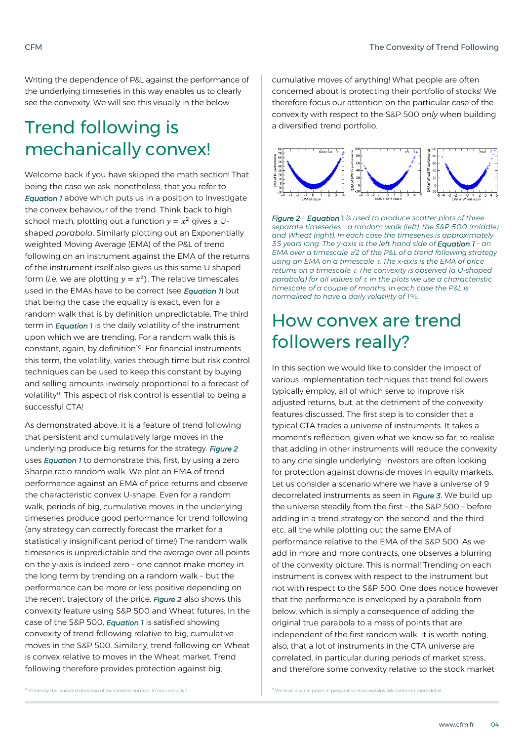Writing the dependence of P&L against the performance of the underlying timeseries in this way enables us to clearly see the convexity. We will see this visually in the below.

# Trend following is mechanically convex!

Welcome back if you have skipped the math section! That being the case we ask, nonetheless, that you refer to ***Equation 1*** above which puts us in a position to investigate the convex behaviour of the trend. Think back to high school math, plotting out a function $y = x^2$ gives a U-shaped *parabola*. Similarly plotting out an Exponentially weighted Moving Average (EMA) of the P&L of trend following on an instrument against the EMA of the returns of the instrument itself also gives us this same U shaped form (*i.e.* we are plotting $y = x^2$). The relative timescales used in the EMAs have to be correct (see ***Equation 1***) but that being the case the equality is exact, even for a random walk that is by definition unpredictable. The third term in ***Equation 1*** is the daily volatility of the instrument upon which we are trending. For a random walk this is constant, again, by definition[10]. For financial instruments this term, the volatility, varies through time but risk control techniques can be used to keep this constant by buying and selling amounts inversely proportional to a forecast of volatility[11]. This aspect of risk control is essential to being a successful CTA!

As demonstrated above, it is a feature of trend following that persistent and cumulatively large moves in the underlying produce big returns for the strategy. ***Figure 2*** uses ***Equation 1*** to demonstrate this, first, by using a zero Sharpe ratio random walk. We plot an EMA of trend performance against an EMA of price returns and observe the characteristic convex U-shape. Even for a random walk, periods of big, cumulative moves in the underlying timeseries produce good performance for trend following (any strategy can correctly forecast the market for a statistically insignificant period of time!) The random walk timeseries is unpredictable and the average over all points on the y-axis is indeed zero – one cannot make money in the long term by trending on a random walk – but the performance can be more or less positive depending on the recent trajectory of the price. ***Figure 2*** also shows this convexity feature using S&P 500 and Wheat futures. In the case of the S&P 500, ***Equation 1*** is satisfied showing convexity of trend following relative to big, cumulative moves in the S&P 500. Similarly, trend following on Wheat is convex relative to moves in the Wheat market. Trend following therefore provides protection against big, cumulative moves of anything! What people are often concerned about is protecting their portfolio of stocks! We therefore focus our attention on the particular case of the convexity with respect to the S&P 500 *only* when building a diversified trend portfolio.

***Figure 2*** – ***Equation 1*** *is used to produce scatter plots of three separate timeseries – a random walk (left), the S&P 500 (middle) and Wheat (right). In each case the timeseries is approximately 35 years long. The y-axis is the left hand side of* ***Equation 1*** *– an EMA over a timescale $\tau/2$ of the P&L of a trend following strategy using an EMA on a timescale $\tau$. The x-axis is the EMA of price returns on a timescale $\tau$. The convexity is observed (a U-shaped parabola) for all values of $\tau$. In the plots we use a characteristic timescale of a couple of months. In each case the P&L is normalised to have a daily volatility of 1%.*

# How convex are trend followers really?

In this section we would like to consider the impact of various implementation techniques that trend followers typically employ, all of which serve to improve risk adjusted returns, but, at the detriment of the convexity features discussed. The first step is to consider that a typical CTA trades a universe of instruments. It takes a moment's reflection, given what we know so far, to realise that adding in other instruments will reduce the convexity to any one single underlying. Investors are often looking for protection against downside moves in equity markets. Let us consider a scenario where we have a universe of 9 decorrelated instruments as seen in ***Figure 3***. We build up the universe steadily from the first – the S&P 500 – before adding in a trend strategy on the second, and the third etc. all the while plotting out the same EMA of performance relative to the EMA of the S&P 500. As we add in more and more contracts, one observes a blurring of the convexity picture. This is normal! Trending on each instrument is convex with respect to the instrument but not with respect to the S&P 500. One does notice however that the performance is enveloped by a parabola from below, which is simply a consequence of adding the original true parabola to a mass of points that are independent of the first random walk. It is worth noting, also, that a lot of instruments in the CTA universe are correlated, in particular during periods of market stress, and therefore some convexity relative to the stock market

[10] Generally the standard deviation of the random number, in our case $\eta$, is 1

[11] We have a white paper in preparation that explains risk control in more detail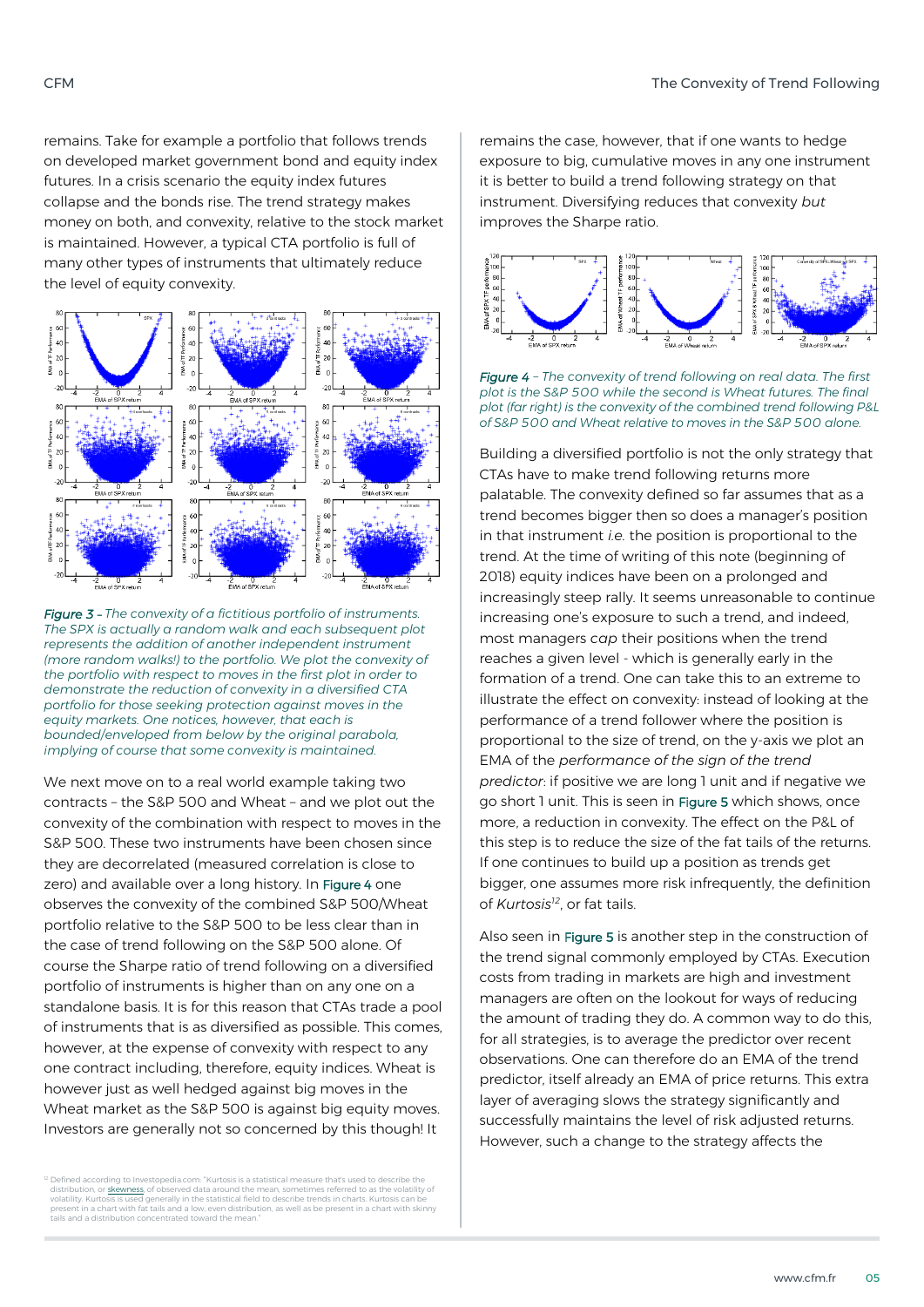remains. Take for example a portfolio that follows trends on developed market government bond and equity index futures. In a crisis scenario the equity index futures collapse and the bonds rise. The trend strategy makes money on both, and convexity, relative to the stock market is maintained. However, a typical CTA portfolio is full of many other types of instruments that ultimately reduce the level of equity convexity.

*Figure 3 – The convexity of a fictitious portfolio of instruments. The SPX is actually a random walk and each subsequent plot represents the addition of another independent instrument (more random walks!) to the portfolio. We plot the convexity of the portfolio with respect to moves in the first plot in order to demonstrate the reduction of convexity in a diversified CTA portfolio for those seeking protection against moves in the equity markets. One notices, however, that each is bounded/enveloped from below by the original parabola, implying of course that some convexity is maintained.*

We next move on to a real world example taking two contracts – the S&P 500 and Wheat – and we plot out the convexity of the combination with respect to moves in the S&P 500. These two instruments have been chosen since they are decorrelated (measured correlation is close to zero) and available over a long history. In Figure 4 one observes the convexity of the combined S&P 500/Wheat portfolio relative to the S&P 500 to be less clear than in the case of trend following on the S&P 500 alone. Of course the Sharpe ratio of trend following on a diversified portfolio of instruments is higher than on any one on a standalone basis. It is for this reason that CTAs trade a pool of instruments that is as diversified as possible. This comes, however, at the expense of convexity with respect to any one contract including, therefore, equity indices. Wheat is however just as well hedged against big moves in the Wheat market as the S&P 500 is against big equity moves. Investors are generally not so concerned by this though! It remains the case, however, that if one wants to hedge exposure to big, cumulative moves in any one instrument it is better to build a trend following strategy on that instrument. Diversifying reduces that convexity *but* improves the Sharpe ratio.

*Figure 4 – The convexity of trend following on real data. The first plot is the S&P 500 while the second is Wheat futures. The final plot (far right) is the convexity of the combined trend following P&L of S&P 500 and Wheat relative to moves in the S&P 500 alone.*

Building a diversified portfolio is not the only strategy that CTAs have to make trend following returns more palatable. The convexity defined so far assumes that as a trend becomes bigger then so does a manager's position in that instrument *i.e.* the position is proportional to the trend. At the time of writing of this note (beginning of 2018) equity indices have been on a prolonged and increasingly steep rally. It seems unreasonable to continue increasing one's exposure to such a trend, and indeed, most managers *cap* their positions when the trend reaches a given level - which is generally early in the formation of a trend. One can take this to an extreme to illustrate the effect on convexity: instead of looking at the performance of a trend follower where the position is proportional to the size of trend, on the y-axis we plot an EMA of the *performance of the sign of the trend predictor*: if positive we are long 1 unit and if negative we go short 1 unit. This is seen in Figure 5 which shows, once more, a reduction in convexity. The effect on the P&L of this step is to reduce the size of the fat tails of the returns. If one continues to build up a position as trends get bigger, one assumes more risk infrequently, the definition of *Kurtosis*[12], or fat tails.

Also seen in Figure 5 is another step in the construction of the trend signal commonly employed by CTAs. Execution costs from trading in markets are high and investment managers are often on the lookout for ways of reducing the amount of trading they do. A common way to do this, for all strategies, is to average the predictor over recent observations. One can therefore do an EMA of the trend predictor, itself already an EMA of price returns. This extra layer of averaging slows the strategy significantly and successfully maintains the level of risk adjusted returns. However, such a change to the strategy affects the

[12] Defined according to Investopedia.com: "Kurtosis is a statistical measure that's used to describe the distribution, or skewness, of observed data around the mean, sometimes referred to as the volatility of volatility. Kurtosis is used generally in the statistical field to describe trends in charts. Kurtosis can be present in a chart with fat tails and a low, even distribution, as well as be present in a chart with skinny tails and a distribution concentrated toward the mean."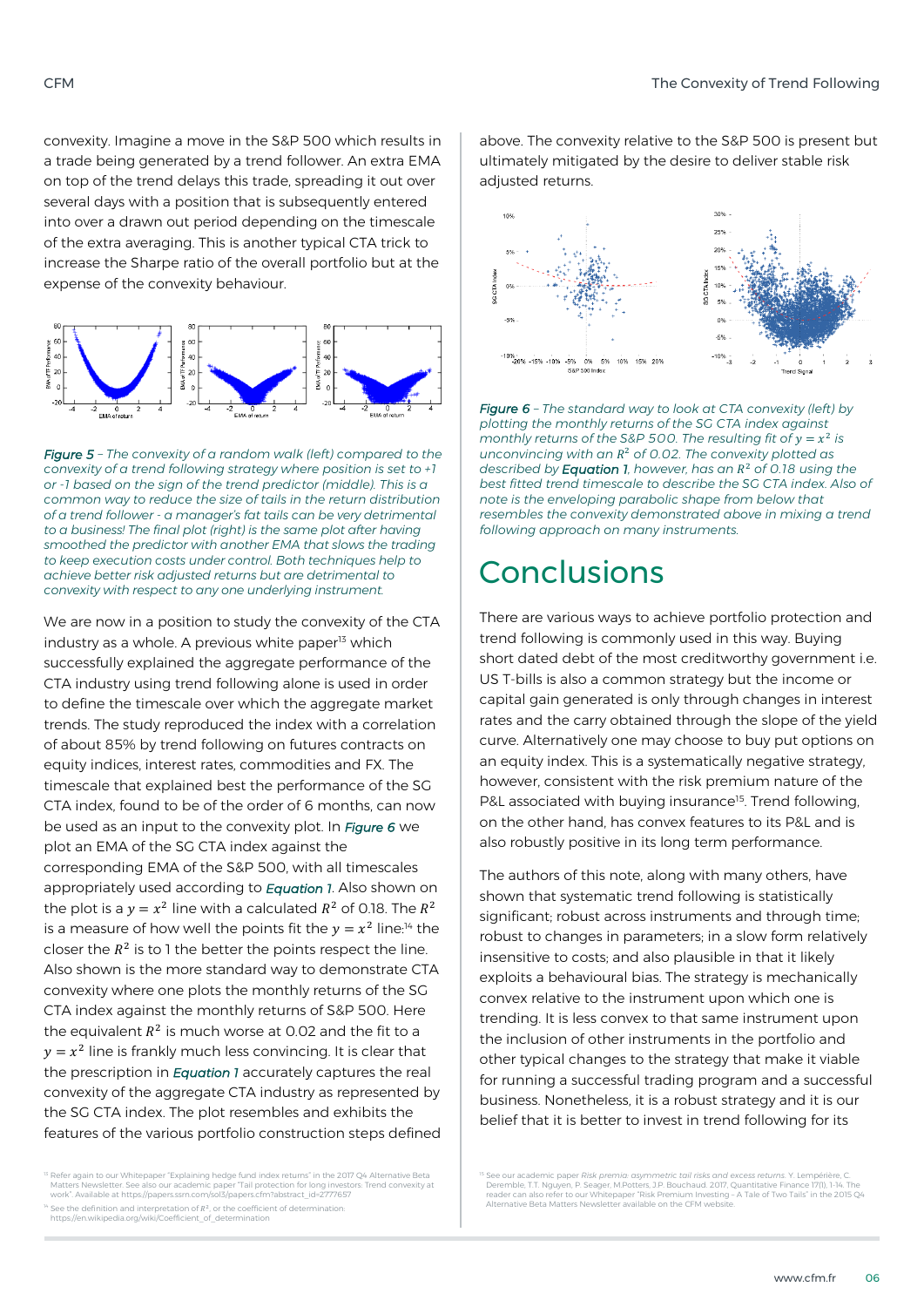convexity. Imagine a move in the S&P 500 which results in a trade being generated by a trend follower. An extra EMA on top of the trend delays this trade, spreading it out over several days with a position that is subsequently entered into over a drawn out period depending on the timescale of the extra averaging. This is another typical CTA trick to increase the Sharpe ratio of the overall portfolio but at the expense of the convexity behaviour.

*Figure 5 – The convexity of a random walk (left) compared to the convexity of a trend following strategy where position is set to +1 or -1 based on the sign of the trend predictor (middle). This is a common way to reduce the size of tails in the return distribution of a trend follower - a manager's fat tails can be very detrimental to a business! The final plot (right) is the same plot after having smoothed the predictor with another EMA that slows the trading to keep execution costs under control. Both techniques help to achieve better risk adjusted returns but are detrimental to convexity with respect to any one underlying instrument.*

We are now in a position to study the convexity of the CTA industry as a whole. A previous white paper[13] which successfully explained the aggregate performance of the CTA industry using trend following alone is used in order to define the timescale over which the aggregate market trends. The study reproduced the index with a correlation of about 85% by trend following on futures contracts on equity indices, interest rates, commodities and FX. The timescale that explained best the performance of the SG CTA index, found to be of the order of 6 months, can now be used as an input to the convexity plot. In *Figure 6* we plot an EMA of the SG CTA index against the corresponding EMA of the S&P 500, with all timescales appropriately used according to *Equation 1*. Also shown on the plot is a $y = x^2$ line with a calculated $R^2$ of 0.18. The $R^2$ is a measure of how well the points fit the $y = x^2$ line:[14] the closer the $R^2$ is to 1 the better the points respect the line. Also shown is the more standard way to demonstrate CTA convexity where one plots the monthly returns of the SG CTA index against the monthly returns of S&P 500. Here the equivalent $R^2$ is much worse at 0.02 and the fit to a $y = x^2$ line is frankly much less convincing. It is clear that the prescription in *Equation 1* accurately captures the real convexity of the aggregate CTA industry as represented by the SG CTA index. The plot resembles and exhibits the features of the various portfolio construction steps defined above. The convexity relative to the S&P 500 is present but ultimately mitigated by the desire to deliver stable risk adjusted returns.

*Figure 6 – The standard way to look at CTA convexity (left) by plotting the monthly returns of the SG CTA index against monthly returns of the S&P 500. The resulting fit of $y = x^2$ is unconvincing with an $R^2$ of 0.02. The convexity plotted as described by **Equation 1**, however, has an $R^2$ of 0.18 using the best fitted trend timescale to describe the SG CTA index. Also of note is the enveloping parabolic shape from below that resembles the convexity demonstrated above in mixing a trend following approach on many instruments.*

# Conclusions

There are various ways to achieve portfolio protection and trend following is commonly used in this way. Buying short dated debt of the most creditworthy government i.e. US T-bills is also a common strategy but the income or capital gain generated is only through changes in interest rates and the carry obtained through the slope of the yield curve. Alternatively one may choose to buy put options on an equity index. This is a systematically negative strategy, however, consistent with the risk premium nature of the P&L associated with buying insurance[15]. Trend following, on the other hand, has convex features to its P&L and is also robustly positive in its long term performance.

The authors of this note, along with many others, have shown that systematic trend following is statistically significant; robust across instruments and through time; robust to changes in parameters; in a slow form relatively insensitive to costs; and also plausible in that it likely exploits a behavioural bias. The strategy is mechanically convex relative to the instrument upon which one is trending. It is less convex to that same instrument upon the inclusion of other instruments in the portfolio and other typical changes to the strategy that make it viable for running a successful trading program and a successful business. Nonetheless, it is a robust strategy and it is our belief that it is better to invest in trend following for its

[13] Refer again to our Whitepaper "Explaining hedge fund index returns" in the 2017 Q4 Alternative Beta Matters Newsletter. See also our academic paper "Tail protection for long investors: Trend convexity at work". Available at https://papers.ssrn.com/sol3/papers.cfm?abstract_id=2777657

[14] See the definition and interpretation of $R^2$, or the coefficient of determination: https://en.wikipedia.org/wiki/Coefficient_of_determination

[15] See our academic paper *Risk premia: asymmetric tail risks and excess returns*. Y. Lempérière, C. Deremble, T.T. Nguyen, P. Seager, M.Potters, J.P. Bouchaud. 2017, Quantitative Finance 17(1), 1-14. The reader can also refer to our Whitepaper "Risk Premium Investing – A Tale of Two Tails" in the 2015 Q4 Alternative Beta Matters Newsletter available on the CFM website.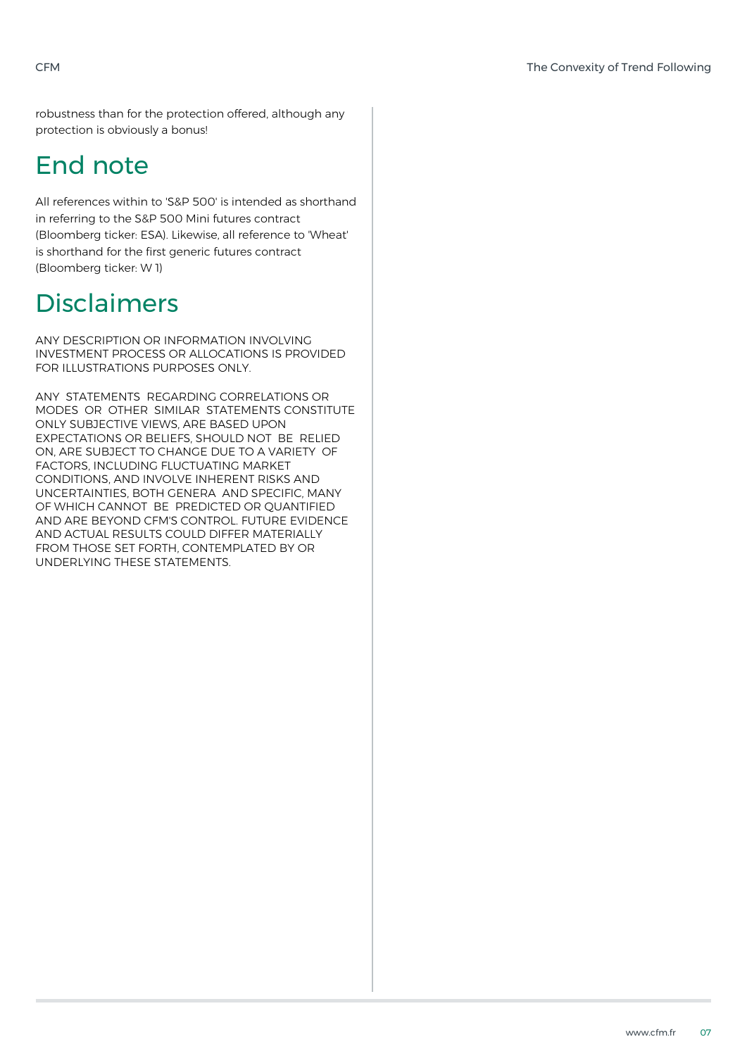robustness than for the protection offered, although any protection is obviously a bonus!

## End note

All references within to 'S&P 500' is intended as shorthand in referring to the S&P 500 Mini futures contract (Bloomberg ticker: ESA). Likewise, all reference to 'Wheat' is shorthand for the first generic futures contract (Bloomberg ticker: W 1)

## Disclaimers

ANY DESCRIPTION OR INFORMATION INVOLVING INVESTMENT PROCESS OR ALLOCATIONS IS PROVIDED FOR ILLUSTRATIONS PURPOSES ONLY.

ANY STATEMENTS REGARDING CORRELATIONS OR MODES OR OTHER SIMILAR STATEMENTS CONSTITUTE ONLY SUBJECTIVE VIEWS, ARE BASED UPON EXPECTATIONS OR BELIEFS, SHOULD NOT BE RELIED ON, ARE SUBJECT TO CHANGE DUE TO A VARIETY OF FACTORS, INCLUDING FLUCTUATING MARKET CONDITIONS, AND INVOLVE INHERENT RISKS AND UNCERTAINTIES, BOTH GENERA AND SPECIFIC, MANY OF WHICH CANNOT BE PREDICTED OR QUANTIFIED AND ARE BEYOND CFM'S CONTROL. FUTURE EVIDENCE AND ACTUAL RESULTS COULD DIFFER MATERIALLY FROM THOSE SET FORTH, CONTEMPLATED BY OR UNDERLYING THESE STATEMENTS.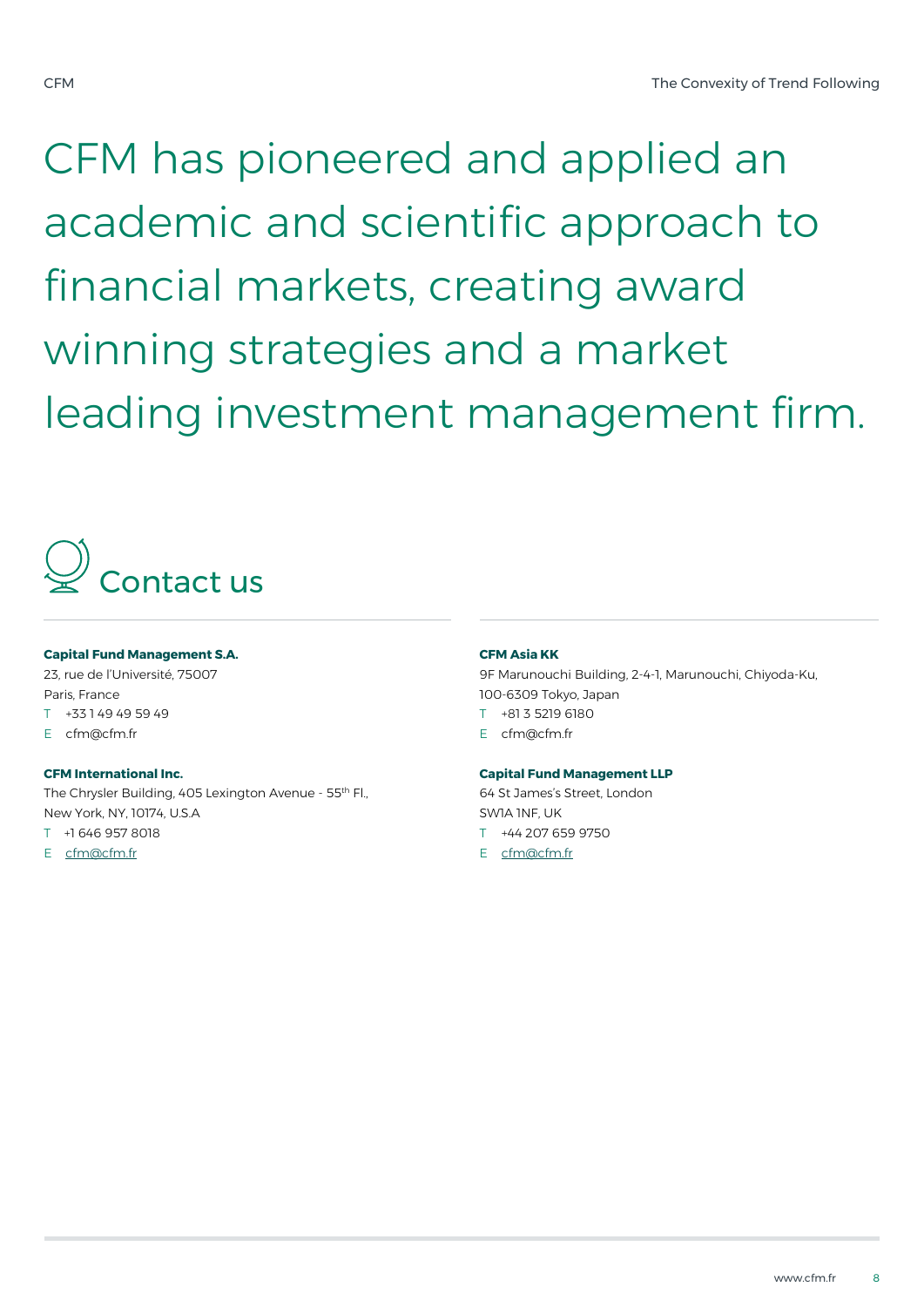CFM has pioneered and applied an academic and scientific approach to financial markets, creating award winning strategies and a market leading investment management firm.

## Contact us

**Capital Fund Management S.A.**
23, rue de l'Université, 75007
Paris, France
T +33 1 49 49 59 49
E cfm@cfm.fr

**CFM International Inc.**
The Chrysler Building, 405 Lexington Avenue - 55th Fl.,
New York, NY, 10174, U.S.A
T +1 646 957 8018
E cfm@cfm.fr

**CFM Asia KK**
9F Marunouchi Building, 2-4-1, Marunouchi, Chiyoda-Ku,
100-6309 Tokyo, Japan
T +81 3 5219 6180
E cfm@cfm.fr

**Capital Fund Management LLP**
64 St James's Street, London
SW1A 1NF, UK
T +44 207 659 9750
E cfm@cfm.fr